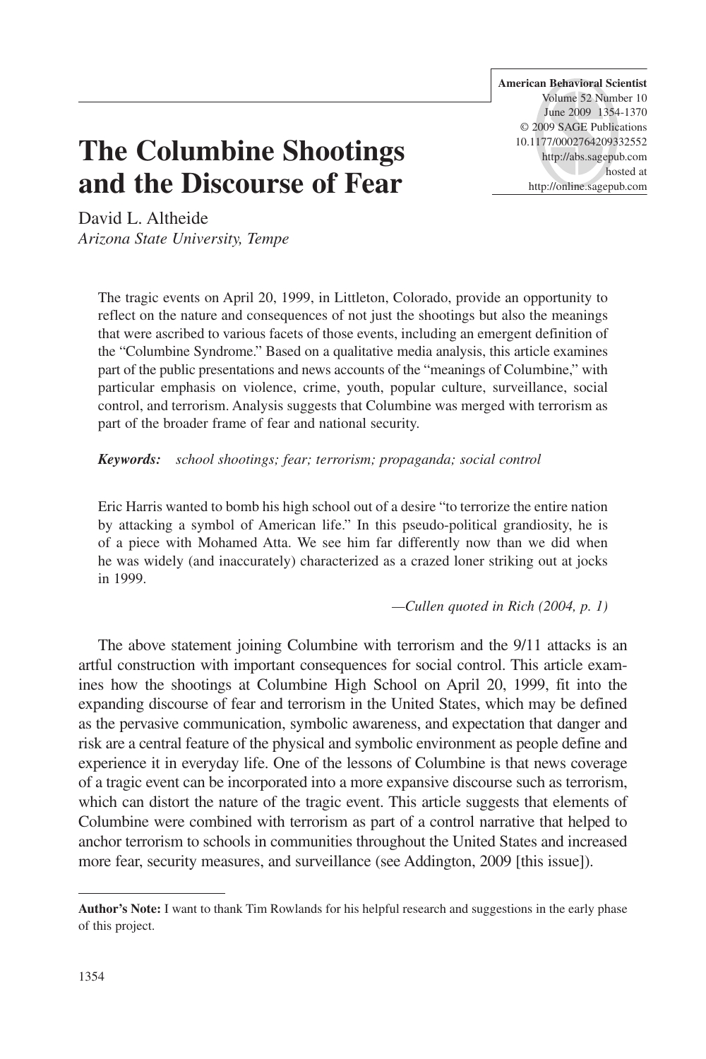# The Columbine Shootings and the Discourse of Fear

David L. Altheide
*Arizona State University, Tempe*

The tragic events on April 20, 1999, in Littleton, Colorado, provide an opportunity to reflect on the nature and consequences of not just the shootings but also the meanings that were ascribed to various facets of those events, including an emergent definition of the "Columbine Syndrome." Based on a qualitative media analysis, this article examines part of the public presentations and news accounts of the "meanings of Columbine," with particular emphasis on violence, crime, youth, popular culture, surveillance, social control, and terrorism. Analysis suggests that Columbine was merged with terrorism as part of the broader frame of fear and national security.

***Keywords:*** *school shootings; fear; terrorism; propaganda; social control*

> Eric Harris wanted to bomb his high school out of a desire "to terrorize the entire nation by attacking a symbol of American life." In this pseudo-political grandiosity, he is of a piece with Mohamed Atta. We see him far differently now than we did when he was widely (and inaccurately) characterized as a crazed loner striking out at jocks in 1999.
>
> —*Cullen quoted in Rich (2004, p. 1)*

The above statement joining Columbine with terrorism and the 9/11 attacks is an artful construction with important consequences for social control. This article examines how the shootings at Columbine High School on April 20, 1999, fit into the expanding discourse of fear and terrorism in the United States, which may be defined as the pervasive communication, symbolic awareness, and expectation that danger and risk are a central feature of the physical and symbolic environment as people define and experience it in everyday life. One of the lessons of Columbine is that news coverage of a tragic event can be incorporated into a more expansive discourse such as terrorism, which can distort the nature of the tragic event. This article suggests that elements of Columbine were combined with terrorism as part of a control narrative that helped to anchor terrorism to schools in communities throughout the United States and increased more fear, security measures, and surveillance (see Addington, 2009 [this issue]).

---

**Author's Note:** I want to thank Tim Rowlands for his helpful research and suggestions in the early phase of this project.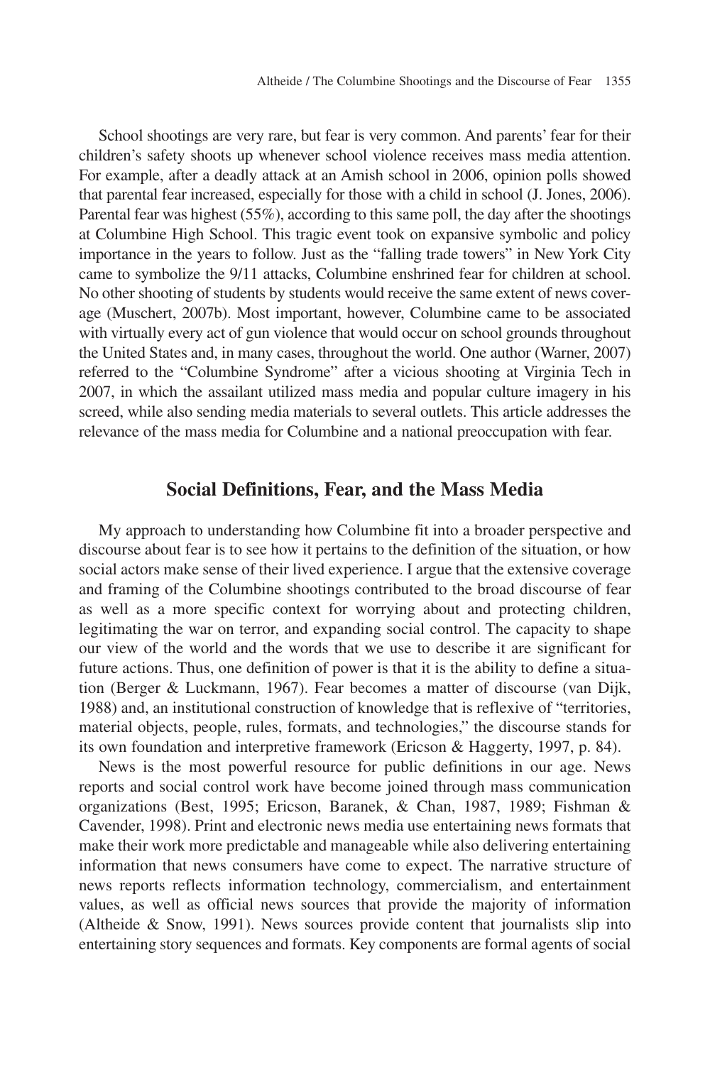School shootings are very rare, but fear is very common. And parents' fear for their children's safety shoots up whenever school violence receives mass media attention. For example, after a deadly attack at an Amish school in 2006, opinion polls showed that parental fear increased, especially for those with a child in school (J. Jones, 2006). Parental fear was highest (55%), according to this same poll, the day after the shootings at Columbine High School. This tragic event took on expansive symbolic and policy importance in the years to follow. Just as the "falling trade towers" in New York City came to symbolize the 9/11 attacks, Columbine enshrined fear for children at school. No other shooting of students by students would receive the same extent of news coverage (Muschert, 2007b). Most important, however, Columbine came to be associated with virtually every act of gun violence that would occur on school grounds throughout the United States and, in many cases, throughout the world. One author (Warner, 2007) referred to the "Columbine Syndrome" after a vicious shooting at Virginia Tech in 2007, in which the assailant utilized mass media and popular culture imagery in his screed, while also sending media materials to several outlets. This article addresses the relevance of the mass media for Columbine and a national preoccupation with fear.

## Social Definitions, Fear, and the Mass Media

My approach to understanding how Columbine fit into a broader perspective and discourse about fear is to see how it pertains to the definition of the situation, or how social actors make sense of their lived experience. I argue that the extensive coverage and framing of the Columbine shootings contributed to the broad discourse of fear as well as a more specific context for worrying about and protecting children, legitimating the war on terror, and expanding social control. The capacity to shape our view of the world and the words that we use to describe it are significant for future actions. Thus, one definition of power is that it is the ability to define a situation (Berger & Luckmann, 1967). Fear becomes a matter of discourse (van Dijk, 1988) and, an institutional construction of knowledge that is reflexive of "territories, material objects, people, rules, formats, and technologies," the discourse stands for its own foundation and interpretive framework (Ericson & Haggerty, 1997, p. 84).

News is the most powerful resource for public definitions in our age. News reports and social control work have become joined through mass communication organizations (Best, 1995; Ericson, Baranek, & Chan, 1987, 1989; Fishman & Cavender, 1998). Print and electronic news media use entertaining news formats that make their work more predictable and manageable while also delivering entertaining information that news consumers have come to expect. The narrative structure of news reports reflects information technology, commercialism, and entertainment values, as well as official news sources that provide the majority of information (Altheide & Snow, 1991). News sources provide content that journalists slip into entertaining story sequences and formats. Key components are formal agents of social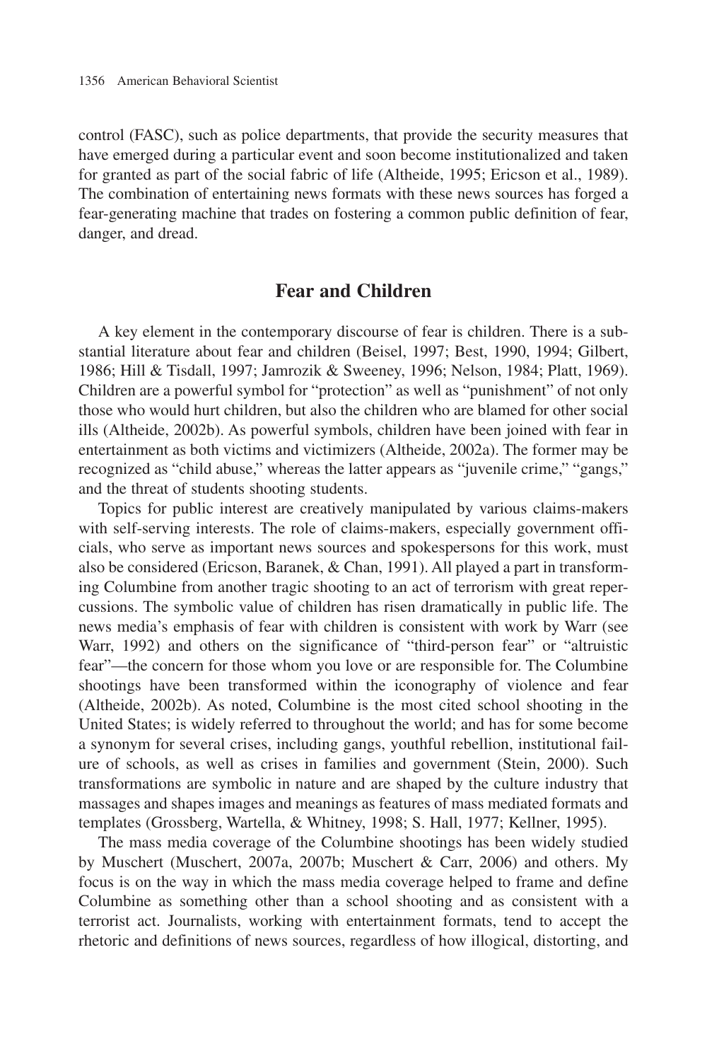control (FASC), such as police departments, that provide the security measures that have emerged during a particular event and soon become institutionalized and taken for granted as part of the social fabric of life (Altheide, 1995; Ericson et al., 1989). The combination of entertaining news formats with these news sources has forged a fear-generating machine that trades on fostering a common public definition of fear, danger, and dread.

## Fear and Children

A key element in the contemporary discourse of fear is children. There is a substantial literature about fear and children (Beisel, 1997; Best, 1990, 1994; Gilbert, 1986; Hill & Tisdall, 1997; Jamrozik & Sweeney, 1996; Nelson, 1984; Platt, 1969). Children are a powerful symbol for "protection" as well as "punishment" of not only those who would hurt children, but also the children who are blamed for other social ills (Altheide, 2002b). As powerful symbols, children have been joined with fear in entertainment as both victims and victimizers (Altheide, 2002a). The former may be recognized as "child abuse," whereas the latter appears as "juvenile crime," "gangs," and the threat of students shooting students.

Topics for public interest are creatively manipulated by various claims-makers with self-serving interests. The role of claims-makers, especially government officials, who serve as important news sources and spokespersons for this work, must also be considered (Ericson, Baranek, & Chan, 1991). All played a part in transforming Columbine from another tragic shooting to an act of terrorism with great repercussions. The symbolic value of children has risen dramatically in public life. The news media's emphasis of fear with children is consistent with work by Warr (see Warr, 1992) and others on the significance of "third-person fear" or "altruistic fear"—the concern for those whom you love or are responsible for. The Columbine shootings have been transformed within the iconography of violence and fear (Altheide, 2002b). As noted, Columbine is the most cited school shooting in the United States; is widely referred to throughout the world; and has for some become a synonym for several crises, including gangs, youthful rebellion, institutional failure of schools, as well as crises in families and government (Stein, 2000). Such transformations are symbolic in nature and are shaped by the culture industry that massages and shapes images and meanings as features of mass mediated formats and templates (Grossberg, Wartella, & Whitney, 1998; S. Hall, 1977; Kellner, 1995).

The mass media coverage of the Columbine shootings has been widely studied by Muschert (Muschert, 2007a, 2007b; Muschert & Carr, 2006) and others. My focus is on the way in which the mass media coverage helped to frame and define Columbine as something other than a school shooting and as consistent with a terrorist act. Journalists, working with entertainment formats, tend to accept the rhetoric and definitions of news sources, regardless of how illogical, distorting, and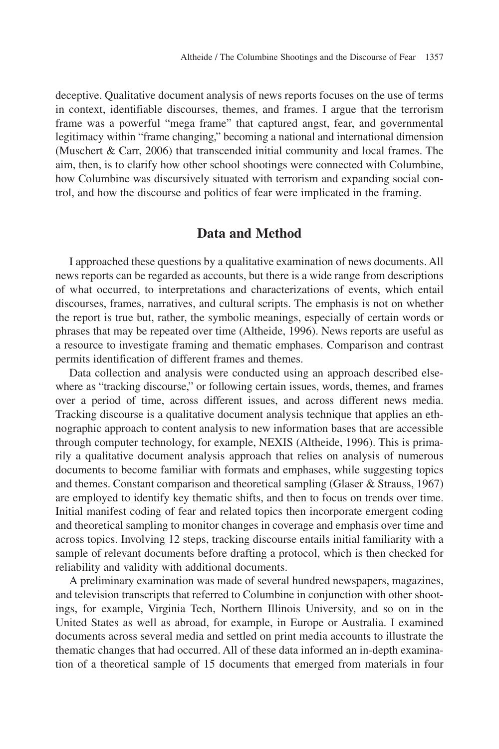deceptive. Qualitative document analysis of news reports focuses on the use of terms in context, identifiable discourses, themes, and frames. I argue that the terrorism frame was a powerful "mega frame" that captured angst, fear, and governmental legitimacy within "frame changing," becoming a national and international dimension (Muschert & Carr, 2006) that transcended initial community and local frames. The aim, then, is to clarify how other school shootings were connected with Columbine, how Columbine was discursively situated with terrorism and expanding social control, and how the discourse and politics of fear were implicated in the framing.

## Data and Method

I approached these questions by a qualitative examination of news documents. All news reports can be regarded as accounts, but there is a wide range from descriptions of what occurred, to interpretations and characterizations of events, which entail discourses, frames, narratives, and cultural scripts. The emphasis is not on whether the report is true but, rather, the symbolic meanings, especially of certain words or phrases that may be repeated over time (Altheide, 1996). News reports are useful as a resource to investigate framing and thematic emphases. Comparison and contrast permits identification of different frames and themes.

Data collection and analysis were conducted using an approach described elsewhere as "tracking discourse," or following certain issues, words, themes, and frames over a period of time, across different issues, and across different news media. Tracking discourse is a qualitative document analysis technique that applies an ethnographic approach to content analysis to new information bases that are accessible through computer technology, for example, NEXIS (Altheide, 1996). This is primarily a qualitative document analysis approach that relies on analysis of numerous documents to become familiar with formats and emphases, while suggesting topics and themes. Constant comparison and theoretical sampling (Glaser & Strauss, 1967) are employed to identify key thematic shifts, and then to focus on trends over time. Initial manifest coding of fear and related topics then incorporate emergent coding and theoretical sampling to monitor changes in coverage and emphasis over time and across topics. Involving 12 steps, tracking discourse entails initial familiarity with a sample of relevant documents before drafting a protocol, which is then checked for reliability and validity with additional documents.

A preliminary examination was made of several hundred newspapers, magazines, and television transcripts that referred to Columbine in conjunction with other shootings, for example, Virginia Tech, Northern Illinois University, and so on in the United States as well as abroad, for example, in Europe or Australia. I examined documents across several media and settled on print media accounts to illustrate the thematic changes that had occurred. All of these data informed an in-depth examination of a theoretical sample of 15 documents that emerged from materials in four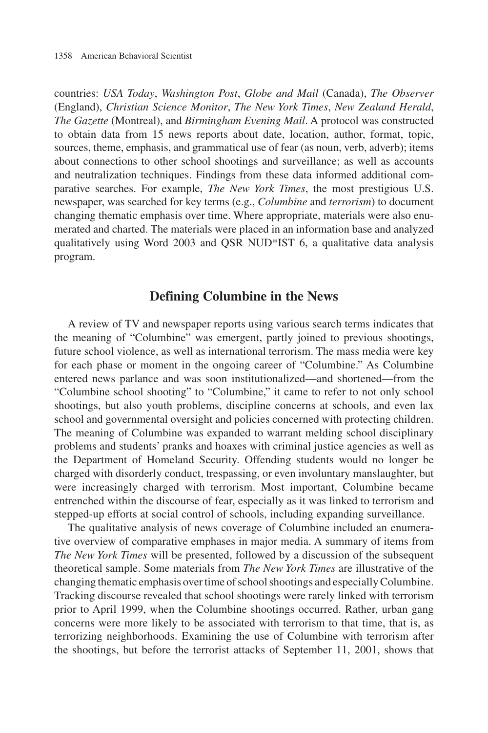countries: *USA Today*, *Washington Post*, *Globe and Mail* (Canada), *The Observer* (England), *Christian Science Monitor*, *The New York Times*, *New Zealand Herald*, *The Gazette* (Montreal), and *Birmingham Evening Mail*. A protocol was constructed to obtain data from 15 news reports about date, location, author, format, topic, sources, theme, emphasis, and grammatical use of fear (as noun, verb, adverb); items about connections to other school shootings and surveillance; as well as accounts and neutralization techniques. Findings from these data informed additional comparative searches. For example, *The New York Times*, the most prestigious U.S. newspaper, was searched for key terms (e.g., *Columbine* and *terrorism*) to document changing thematic emphasis over time. Where appropriate, materials were also enumerated and charted. The materials were placed in an information base and analyzed qualitatively using Word 2003 and QSR NUD*IST 6, a qualitative data analysis program.

## Defining Columbine in the News

A review of TV and newspaper reports using various search terms indicates that the meaning of "Columbine" was emergent, partly joined to previous shootings, future school violence, as well as international terrorism. The mass media were key for each phase or moment in the ongoing career of "Columbine." As Columbine entered news parlance and was soon institutionalized—and shortened—from the "Columbine school shooting" to "Columbine," it came to refer to not only school shootings, but also youth problems, discipline concerns at schools, and even lax school and governmental oversight and policies concerned with protecting children. The meaning of Columbine was expanded to warrant melding school disciplinary problems and students' pranks and hoaxes with criminal justice agencies as well as the Department of Homeland Security. Offending students would no longer be charged with disorderly conduct, trespassing, or even involuntary manslaughter, but were increasingly charged with terrorism. Most important, Columbine became entrenched within the discourse of fear, especially as it was linked to terrorism and stepped-up efforts at social control of schools, including expanding surveillance.

The qualitative analysis of news coverage of Columbine included an enumerative overview of comparative emphases in major media. A summary of items from *The New York Times* will be presented, followed by a discussion of the subsequent theoretical sample. Some materials from *The New York Times* are illustrative of the changing thematic emphasis over time of school shootings and especially Columbine. Tracking discourse revealed that school shootings were rarely linked with terrorism prior to April 1999, when the Columbine shootings occurred. Rather, urban gang concerns were more likely to be associated with terrorism to that time, that is, as terrorizing neighborhoods. Examining the use of Columbine with terrorism after the shootings, but before the terrorist attacks of September 11, 2001, shows that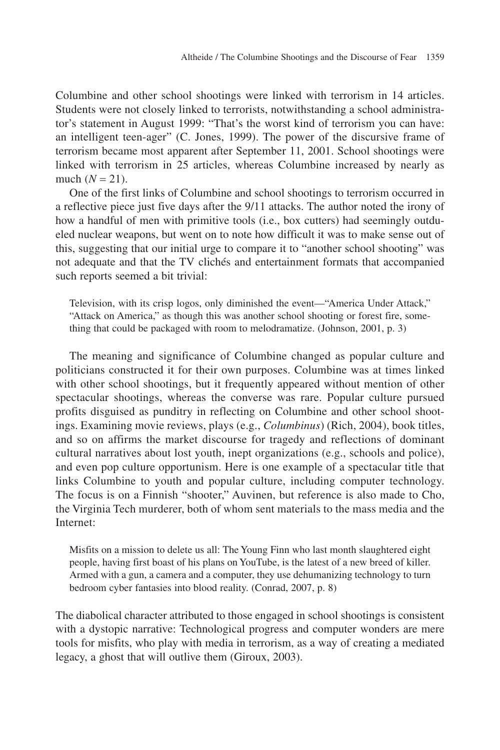Columbine and other school shootings were linked with terrorism in 14 articles. Students were not closely linked to terrorists, notwithstanding a school administrator's statement in August 1999: "That's the worst kind of terrorism you can have: an intelligent teen-ager" (C. Jones, 1999). The power of the discursive frame of terrorism became most apparent after September 11, 2001. School shootings were linked with terrorism in 25 articles, whereas Columbine increased by nearly as much ($N = 21$).

One of the first links of Columbine and school shootings to terrorism occurred in a reflective piece just five days after the 9/11 attacks. The author noted the irony of how a handful of men with primitive tools (i.e., box cutters) had seemingly outdueled nuclear weapons, but went on to note how difficult it was to make sense out of this, suggesting that our initial urge to compare it to "another school shooting" was not adequate and that the TV clichés and entertainment formats that accompanied such reports seemed a bit trivial:

> Television, with its crisp logos, only diminished the event—"America Under Attack," "Attack on America," as though this was another school shooting or forest fire, something that could be packaged with room to melodramatize. (Johnson, 2001, p. 3)

The meaning and significance of Columbine changed as popular culture and politicians constructed it for their own purposes. Columbine was at times linked with other school shootings, but it frequently appeared without mention of other spectacular shootings, whereas the converse was rare. Popular culture pursued profits disguised as punditry in reflecting on Columbine and other school shootings. Examining movie reviews, plays (e.g., *Columbinus*) (Rich, 2004), book titles, and so on affirms the market discourse for tragedy and reflections of dominant cultural narratives about lost youth, inept organizations (e.g., schools and police), and even pop culture opportunism. Here is one example of a spectacular title that links Columbine to youth and popular culture, including computer technology. The focus is on a Finnish "shooter," Auvinen, but reference is also made to Cho, the Virginia Tech murderer, both of whom sent materials to the mass media and the Internet:

> Misfits on a mission to delete us all: The Young Finn who last month slaughtered eight people, having first boast of his plans on YouTube, is the latest of a new breed of killer. Armed with a gun, a camera and a computer, they use dehumanizing technology to turn bedroom cyber fantasies into blood reality. (Conrad, 2007, p. 8)

The diabolical character attributed to those engaged in school shootings is consistent with a dystopic narrative: Technological progress and computer wonders are mere tools for misfits, who play with media in terrorism, as a way of creating a mediated legacy, a ghost that will outlive them (Giroux, 2003).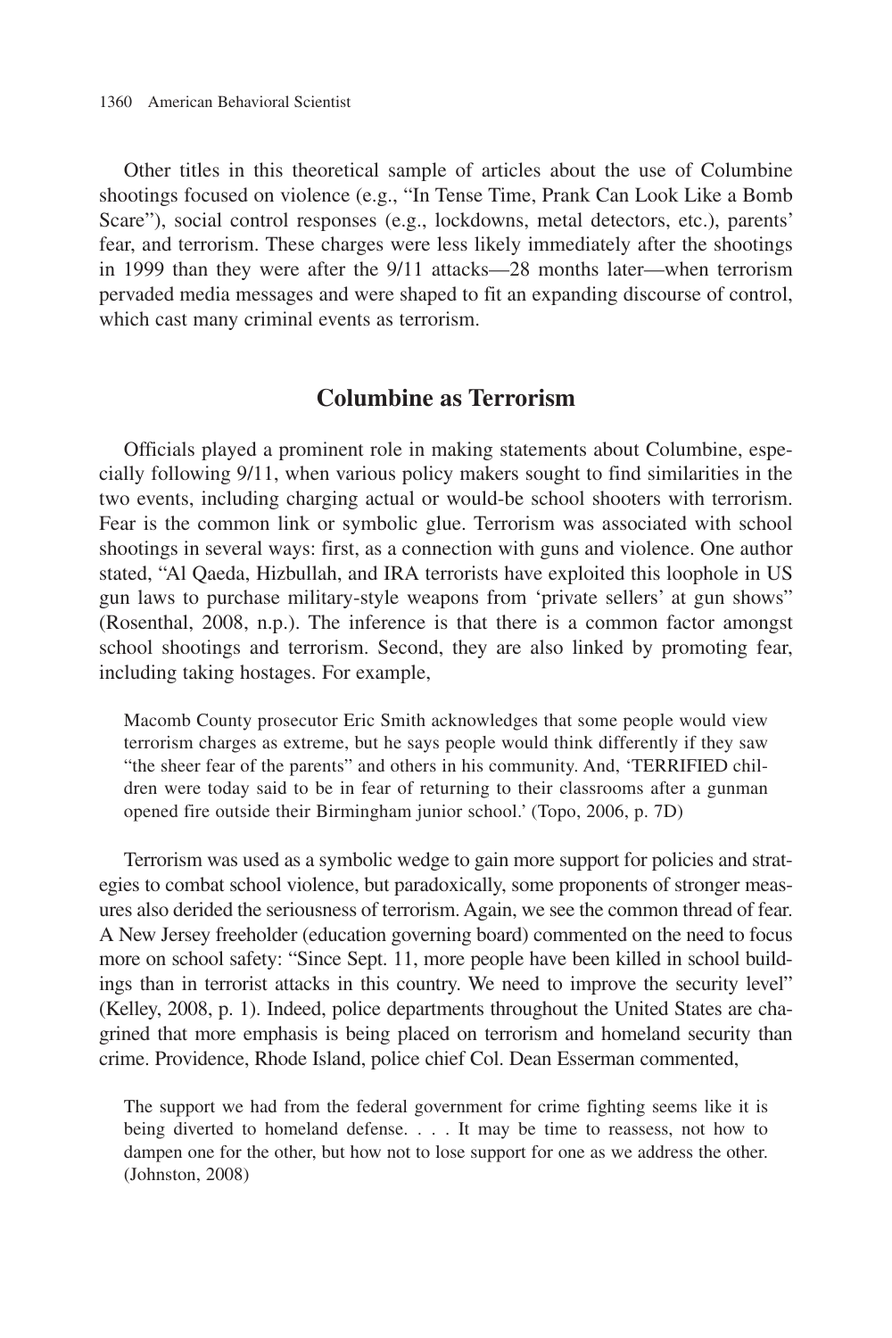Other titles in this theoretical sample of articles about the use of Columbine shootings focused on violence (e.g., "In Tense Time, Prank Can Look Like a Bomb Scare"), social control responses (e.g., lockdowns, metal detectors, etc.), parents' fear, and terrorism. These charges were less likely immediately after the shootings in 1999 than they were after the 9/11 attacks—28 months later—when terrorism pervaded media messages and were shaped to fit an expanding discourse of control, which cast many criminal events as terrorism.

## Columbine as Terrorism

Officials played a prominent role in making statements about Columbine, especially following 9/11, when various policy makers sought to find similarities in the two events, including charging actual or would-be school shooters with terrorism. Fear is the common link or symbolic glue. Terrorism was associated with school shootings in several ways: first, as a connection with guns and violence. One author stated, "Al Qaeda, Hizbullah, and IRA terrorists have exploited this loophole in US gun laws to purchase military-style weapons from 'private sellers' at gun shows" (Rosenthal, 2008, n.p.). The inference is that there is a common factor amongst school shootings and terrorism. Second, they are also linked by promoting fear, including taking hostages. For example,

> Macomb County prosecutor Eric Smith acknowledges that some people would view terrorism charges as extreme, but he says people would think differently if they saw "the sheer fear of the parents" and others in his community. And, 'TERRIFIED children were today said to be in fear of returning to their classrooms after a gunman opened fire outside their Birmingham junior school.' (Topo, 2006, p. 7D)

Terrorism was used as a symbolic wedge to gain more support for policies and strategies to combat school violence, but paradoxically, some proponents of stronger measures also derided the seriousness of terrorism. Again, we see the common thread of fear. A New Jersey freeholder (education governing board) commented on the need to focus more on school safety: "Since Sept. 11, more people have been killed in school buildings than in terrorist attacks in this country. We need to improve the security level" (Kelley, 2008, p. 1). Indeed, police departments throughout the United States are chagrined that more emphasis is being placed on terrorism and homeland security than crime. Providence, Rhode Island, police chief Col. Dean Esserman commented,

> The support we had from the federal government for crime fighting seems like it is being diverted to homeland defense. . . . It may be time to reassess, not how to dampen one for the other, but how not to lose support for one as we address the other. (Johnston, 2008)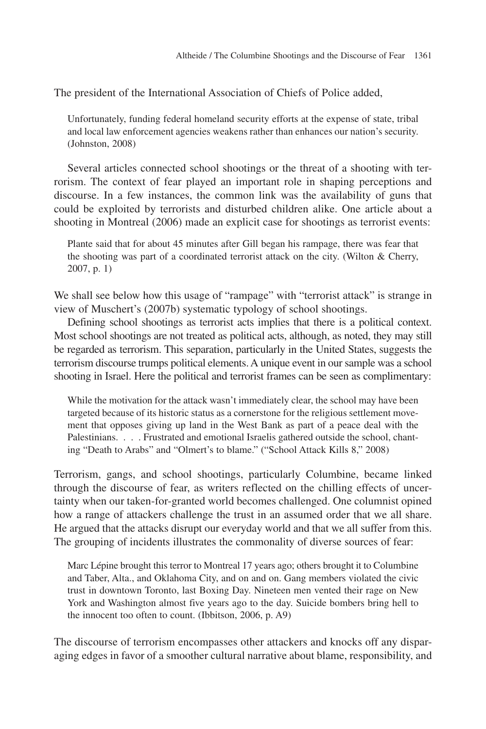The president of the International Association of Chiefs of Police added,

> Unfortunately, funding federal homeland security efforts at the expense of state, tribal and local law enforcement agencies weakens rather than enhances our nation's security. (Johnston, 2008)

Several articles connected school shootings or the threat of a shooting with terrorism. The context of fear played an important role in shaping perceptions and discourse. In a few instances, the common link was the availability of guns that could be exploited by terrorists and disturbed children alike. One article about a shooting in Montreal (2006) made an explicit case for shootings as terrorist events:

> Plante said that for about 45 minutes after Gill began his rampage, there was fear that the shooting was part of a coordinated terrorist attack on the city. (Wilton & Cherry, 2007, p. 1)

We shall see below how this usage of "rampage" with "terrorist attack" is strange in view of Muschert's (2007b) systematic typology of school shootings.

Defining school shootings as terrorist acts implies that there is a political context. Most school shootings are not treated as political acts, although, as noted, they may still be regarded as terrorism. This separation, particularly in the United States, suggests the terrorism discourse trumps political elements. A unique event in our sample was a school shooting in Israel. Here the political and terrorist frames can be seen as complimentary:

> While the motivation for the attack wasn't immediately clear, the school may have been targeted because of its historic status as a cornerstone for the religious settlement movement that opposes giving up land in the West Bank as part of a peace deal with the Palestinians. . . . Frustrated and emotional Israelis gathered outside the school, chanting "Death to Arabs" and "Olmert's to blame." ("School Attack Kills 8," 2008)

Terrorism, gangs, and school shootings, particularly Columbine, became linked through the discourse of fear, as writers reflected on the chilling effects of uncertainty when our taken-for-granted world becomes challenged. One columnist opined how a range of attackers challenge the trust in an assumed order that we all share. He argued that the attacks disrupt our everyday world and that we all suffer from this. The grouping of incidents illustrates the commonality of diverse sources of fear:

> Marc Lépine brought this terror to Montreal 17 years ago; others brought it to Columbine and Taber, Alta., and Oklahoma City, and on and on. Gang members violated the civic trust in downtown Toronto, last Boxing Day. Nineteen men vented their rage on New York and Washington almost five years ago to the day. Suicide bombers bring hell to the innocent too often to count. (Ibbitson, 2006, p. A9)

The discourse of terrorism encompasses other attackers and knocks off any disparaging edges in favor of a smoother cultural narrative about blame, responsibility, and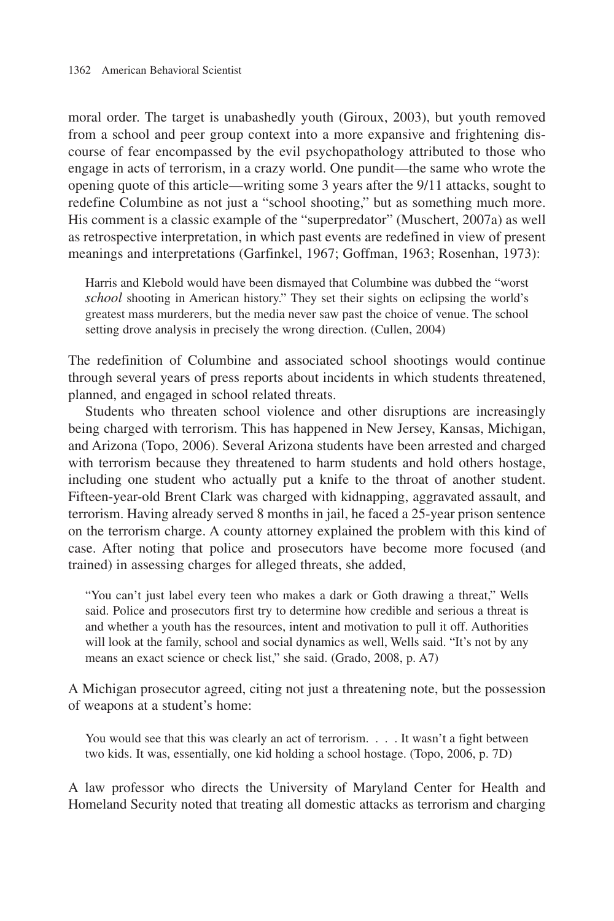moral order. The target is unabashedly youth (Giroux, 2003), but youth removed from a school and peer group context into a more expansive and frightening discourse of fear encompassed by the evil psychopathology attributed to those who engage in acts of terrorism, in a crazy world. One pundit—the same who wrote the opening quote of this article—writing some 3 years after the 9/11 attacks, sought to redefine Columbine as not just a "school shooting," but as something much more. His comment is a classic example of the "superpredator" (Muschert, 2007a) as well as retrospective interpretation, in which past events are redefined in view of present meanings and interpretations (Garfinkel, 1967; Goffman, 1963; Rosenhan, 1973):

> Harris and Klebold would have been dismayed that Columbine was dubbed the "worst *school* shooting in American history." They set their sights on eclipsing the world's greatest mass murderers, but the media never saw past the choice of venue. The school setting drove analysis in precisely the wrong direction. (Cullen, 2004)

The redefinition of Columbine and associated school shootings would continue through several years of press reports about incidents in which students threatened, planned, and engaged in school related threats.

Students who threaten school violence and other disruptions are increasingly being charged with terrorism. This has happened in New Jersey, Kansas, Michigan, and Arizona (Topo, 2006). Several Arizona students have been arrested and charged with terrorism because they threatened to harm students and hold others hostage, including one student who actually put a knife to the throat of another student. Fifteen-year-old Brent Clark was charged with kidnapping, aggravated assault, and terrorism. Having already served 8 months in jail, he faced a 25-year prison sentence on the terrorism charge. A county attorney explained the problem with this kind of case. After noting that police and prosecutors have become more focused (and trained) in assessing charges for alleged threats, she added,

> "You can't just label every teen who makes a dark or Goth drawing a threat," Wells said. Police and prosecutors first try to determine how credible and serious a threat is and whether a youth has the resources, intent and motivation to pull it off. Authorities will look at the family, school and social dynamics as well, Wells said. "It's not by any means an exact science or check list," she said. (Grado, 2008, p. A7)

A Michigan prosecutor agreed, citing not just a threatening note, but the possession of weapons at a student's home:

> You would see that this was clearly an act of terrorism. . . . It wasn't a fight between two kids. It was, essentially, one kid holding a school hostage. (Topo, 2006, p. 7D)

A law professor who directs the University of Maryland Center for Health and Homeland Security noted that treating all domestic attacks as terrorism and charging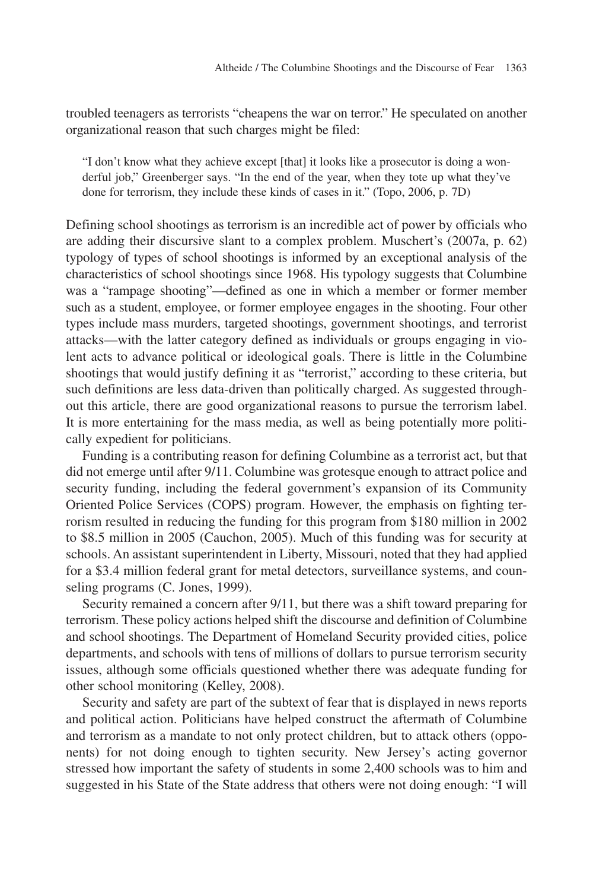troubled teenagers as terrorists "cheapens the war on terror." He speculated on another organizational reason that such charges might be filed:

> "I don't know what they achieve except [that] it looks like a prosecutor is doing a wonderful job," Greenberger says. "In the end of the year, when they tote up what they've done for terrorism, they include these kinds of cases in it." (Topo, 2006, p. 7D)

Defining school shootings as terrorism is an incredible act of power by officials who are adding their discursive slant to a complex problem. Muschert's (2007a, p. 62) typology of types of school shootings is informed by an exceptional analysis of the characteristics of school shootings since 1968. His typology suggests that Columbine was a "rampage shooting"—defined as one in which a member or former member such as a student, employee, or former employee engages in the shooting. Four other types include mass murders, targeted shootings, government shootings, and terrorist attacks—with the latter category defined as individuals or groups engaging in violent acts to advance political or ideological goals. There is little in the Columbine shootings that would justify defining it as "terrorist," according to these criteria, but such definitions are less data-driven than politically charged. As suggested throughout this article, there are good organizational reasons to pursue the terrorism label. It is more entertaining for the mass media, as well as being potentially more politically expedient for politicians.

Funding is a contributing reason for defining Columbine as a terrorist act, but that did not emerge until after 9/11. Columbine was grotesque enough to attract police and security funding, including the federal government's expansion of its Community Oriented Police Services (COPS) program. However, the emphasis on fighting terrorism resulted in reducing the funding for this program from $180 million in 2002 to $8.5 million in 2005 (Cauchon, 2005). Much of this funding was for security at schools. An assistant superintendent in Liberty, Missouri, noted that they had applied for a $3.4 million federal grant for metal detectors, surveillance systems, and counseling programs (C. Jones, 1999).

Security remained a concern after 9/11, but there was a shift toward preparing for terrorism. These policy actions helped shift the discourse and definition of Columbine and school shootings. The Department of Homeland Security provided cities, police departments, and schools with tens of millions of dollars to pursue terrorism security issues, although some officials questioned whether there was adequate funding for other school monitoring (Kelley, 2008).

Security and safety are part of the subtext of fear that is displayed in news reports and political action. Politicians have helped construct the aftermath of Columbine and terrorism as a mandate to not only protect children, but to attack others (opponents) for not doing enough to tighten security. New Jersey's acting governor stressed how important the safety of students in some 2,400 schools was to him and suggested in his State of the State address that others were not doing enough: "I will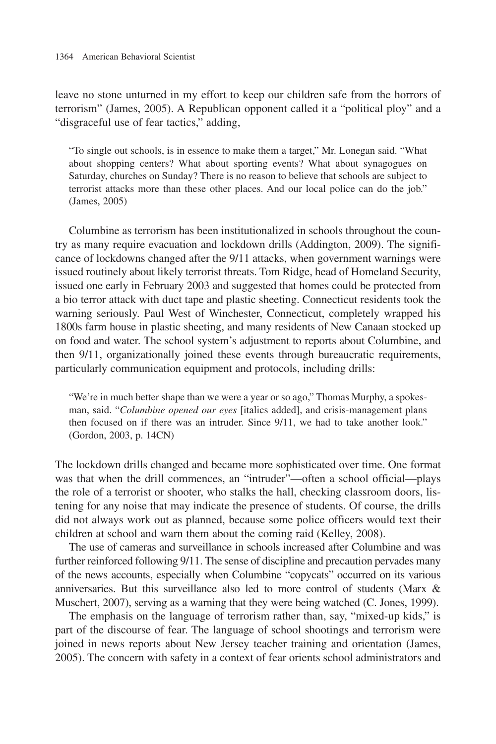leave no stone unturned in my effort to keep our children safe from the horrors of terrorism" (James, 2005). A Republican opponent called it a "political ploy" and a "disgraceful use of fear tactics," adding,

> "To single out schools, is in essence to make them a target," Mr. Lonegan said. "What about shopping centers? What about sporting events? What about synagogues on Saturday, churches on Sunday? There is no reason to believe that schools are subject to terrorist attacks more than these other places. And our local police can do the job." (James, 2005)

Columbine as terrorism has been institutionalized in schools throughout the country as many require evacuation and lockdown drills (Addington, 2009). The significance of lockdowns changed after the 9/11 attacks, when government warnings were issued routinely about likely terrorist threats. Tom Ridge, head of Homeland Security, issued one early in February 2003 and suggested that homes could be protected from a bio terror attack with duct tape and plastic sheeting. Connecticut residents took the warning seriously. Paul West of Winchester, Connecticut, completely wrapped his 1800s farm house in plastic sheeting, and many residents of New Canaan stocked up on food and water. The school system's adjustment to reports about Columbine, and then 9/11, organizationally joined these events through bureaucratic requirements, particularly communication equipment and protocols, including drills:

> "We're in much better shape than we were a year or so ago," Thomas Murphy, a spokesman, said. "*Columbine opened our eyes* [italics added], and crisis-management plans then focused on if there was an intruder. Since 9/11, we had to take another look." (Gordon, 2003, p. 14CN)

The lockdown drills changed and became more sophisticated over time. One format was that when the drill commences, an "intruder"—often a school official—plays the role of a terrorist or shooter, who stalks the hall, checking classroom doors, listening for any noise that may indicate the presence of students. Of course, the drills did not always work out as planned, because some police officers would text their children at school and warn them about the coming raid (Kelley, 2008).

The use of cameras and surveillance in schools increased after Columbine and was further reinforced following 9/11. The sense of discipline and precaution pervades many of the news accounts, especially when Columbine "copycats" occurred on its various anniversaries. But this surveillance also led to more control of students (Marx & Muschert, 2007), serving as a warning that they were being watched (C. Jones, 1999).

The emphasis on the language of terrorism rather than, say, "mixed-up kids," is part of the discourse of fear. The language of school shootings and terrorism were joined in news reports about New Jersey teacher training and orientation (James, 2005). The concern with safety in a context of fear orients school administrators and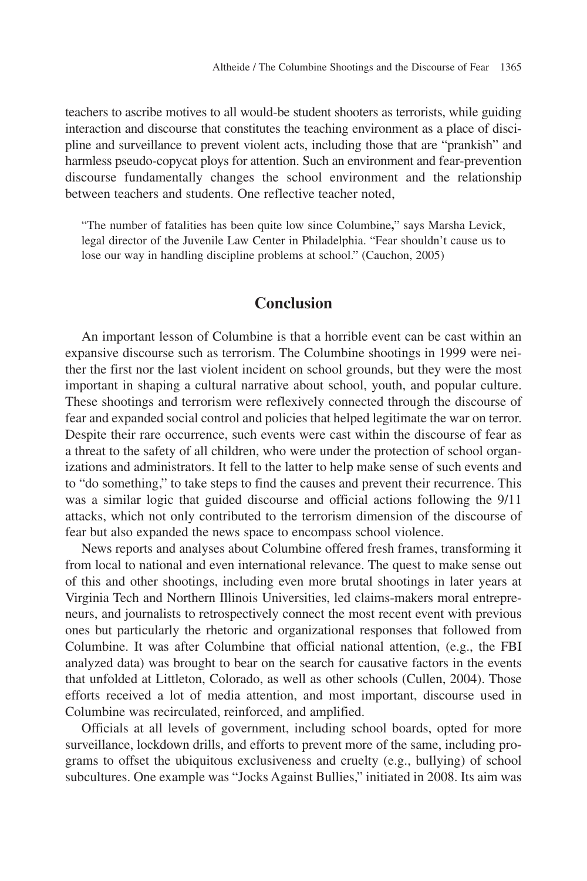teachers to ascribe motives to all would-be student shooters as terrorists, while guiding interaction and discourse that constitutes the teaching environment as a place of discipline and surveillance to prevent violent acts, including those that are "prankish" and harmless pseudo-copycat ploys for attention. Such an environment and fear-prevention discourse fundamentally changes the school environment and the relationship between teachers and students. One reflective teacher noted,

> "The number of fatalities has been quite low since Columbine**,**" says Marsha Levick, legal director of the Juvenile Law Center in Philadelphia. "Fear shouldn't cause us to lose our way in handling discipline problems at school." (Cauchon, 2005)

## Conclusion

An important lesson of Columbine is that a horrible event can be cast within an expansive discourse such as terrorism. The Columbine shootings in 1999 were neither the first nor the last violent incident on school grounds, but they were the most important in shaping a cultural narrative about school, youth, and popular culture. These shootings and terrorism were reflexively connected through the discourse of fear and expanded social control and policies that helped legitimate the war on terror. Despite their rare occurrence, such events were cast within the discourse of fear as a threat to the safety of all children, who were under the protection of school organizations and administrators. It fell to the latter to help make sense of such events and to "do something," to take steps to find the causes and prevent their recurrence. This was a similar logic that guided discourse and official actions following the 9/11 attacks, which not only contributed to the terrorism dimension of the discourse of fear but also expanded the news space to encompass school violence.

News reports and analyses about Columbine offered fresh frames, transforming it from local to national and even international relevance. The quest to make sense out of this and other shootings, including even more brutal shootings in later years at Virginia Tech and Northern Illinois Universities, led claims-makers moral entrepreneurs, and journalists to retrospectively connect the most recent event with previous ones but particularly the rhetoric and organizational responses that followed from Columbine. It was after Columbine that official national attention, (e.g., the FBI analyzed data) was brought to bear on the search for causative factors in the events that unfolded at Littleton, Colorado, as well as other schools (Cullen, 2004). Those efforts received a lot of media attention, and most important, discourse used in Columbine was recirculated, reinforced, and amplified.

Officials at all levels of government, including school boards, opted for more surveillance, lockdown drills, and efforts to prevent more of the same, including programs to offset the ubiquitous exclusiveness and cruelty (e.g., bullying) of school subcultures. One example was "Jocks Against Bullies," initiated in 2008. Its aim was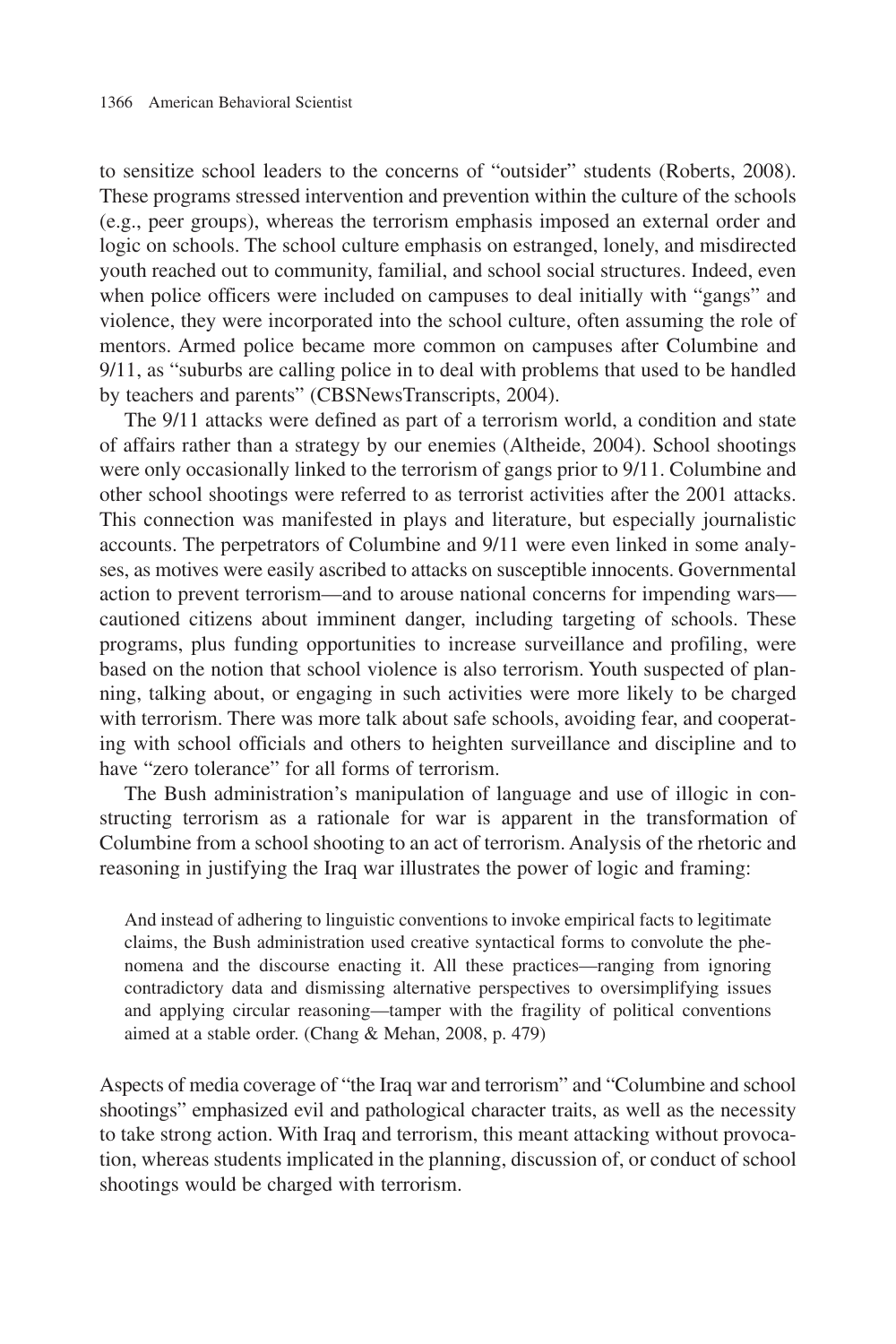to sensitize school leaders to the concerns of "outsider" students (Roberts, 2008). These programs stressed intervention and prevention within the culture of the schools (e.g., peer groups), whereas the terrorism emphasis imposed an external order and logic on schools. The school culture emphasis on estranged, lonely, and misdirected youth reached out to community, familial, and school social structures. Indeed, even when police officers were included on campuses to deal initially with "gangs" and violence, they were incorporated into the school culture, often assuming the role of mentors. Armed police became more common on campuses after Columbine and 9/11, as "suburbs are calling police in to deal with problems that used to be handled by teachers and parents" (CBSNewsTranscripts, 2004).

The 9/11 attacks were defined as part of a terrorism world, a condition and state of affairs rather than a strategy by our enemies (Altheide, 2004). School shootings were only occasionally linked to the terrorism of gangs prior to 9/11. Columbine and other school shootings were referred to as terrorist activities after the 2001 attacks. This connection was manifested in plays and literature, but especially journalistic accounts. The perpetrators of Columbine and 9/11 were even linked in some analyses, as motives were easily ascribed to attacks on susceptible innocents. Governmental action to prevent terrorism—and to arouse national concerns for impending wars—cautioned citizens about imminent danger, including targeting of schools. These programs, plus funding opportunities to increase surveillance and profiling, were based on the notion that school violence is also terrorism. Youth suspected of planning, talking about, or engaging in such activities were more likely to be charged with terrorism. There was more talk about safe schools, avoiding fear, and cooperating with school officials and others to heighten surveillance and discipline and to have "zero tolerance" for all forms of terrorism.

The Bush administration's manipulation of language and use of illogic in constructing terrorism as a rationale for war is apparent in the transformation of Columbine from a school shooting to an act of terrorism. Analysis of the rhetoric and reasoning in justifying the Iraq war illustrates the power of logic and framing:

> And instead of adhering to linguistic conventions to invoke empirical facts to legitimate claims, the Bush administration used creative syntactical forms to convolute the phenomena and the discourse enacting it. All these practices—ranging from ignoring contradictory data and dismissing alternative perspectives to oversimplifying issues and applying circular reasoning—tamper with the fragility of political conventions aimed at a stable order. (Chang & Mehan, 2008, p. 479)

Aspects of media coverage of "the Iraq war and terrorism" and "Columbine and school shootings" emphasized evil and pathological character traits, as well as the necessity to take strong action. With Iraq and terrorism, this meant attacking without provocation, whereas students implicated in the planning, discussion of, or conduct of school shootings would be charged with terrorism.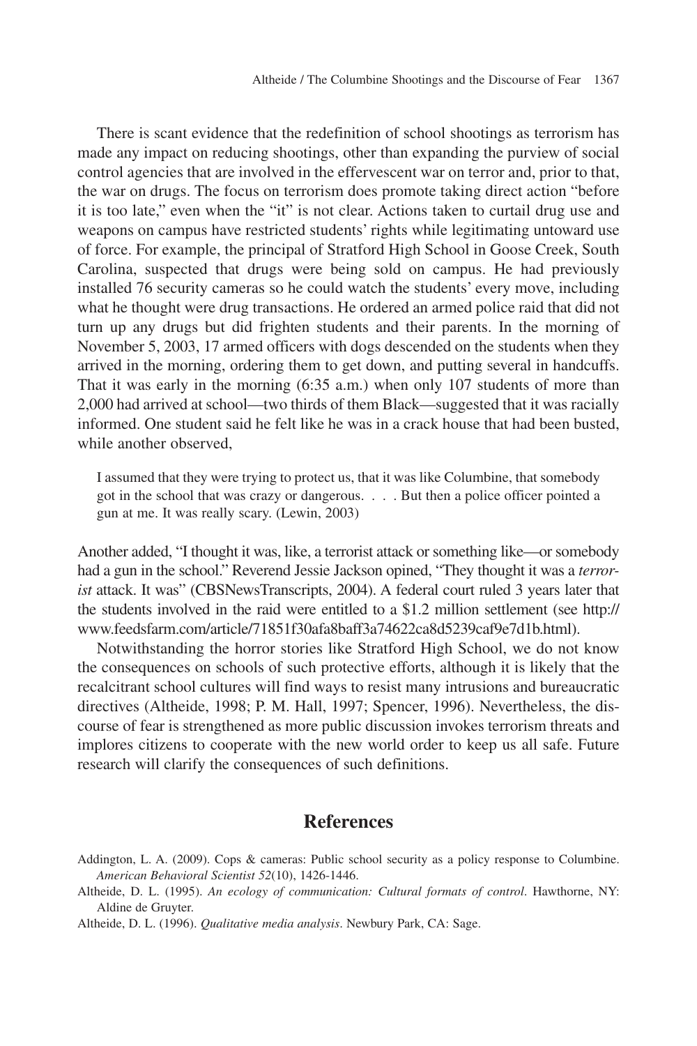There is scant evidence that the redefinition of school shootings as terrorism has made any impact on reducing shootings, other than expanding the purview of social control agencies that are involved in the effervescent war on terror and, prior to that, the war on drugs. The focus on terrorism does promote taking direct action "before it is too late," even when the "it" is not clear. Actions taken to curtail drug use and weapons on campus have restricted students' rights while legitimating untoward use of force. For example, the principal of Stratford High School in Goose Creek, South Carolina, suspected that drugs were being sold on campus. He had previously installed 76 security cameras so he could watch the students' every move, including what he thought were drug transactions. He ordered an armed police raid that did not turn up any drugs but did frighten students and their parents. In the morning of November 5, 2003, 17 armed officers with dogs descended on the students when they arrived in the morning, ordering them to get down, and putting several in handcuffs. That it was early in the morning (6:35 a.m.) when only 107 students of more than 2,000 had arrived at school—two thirds of them Black—suggested that it was racially informed. One student said he felt like he was in a crack house that had been busted, while another observed,

> I assumed that they were trying to protect us, that it was like Columbine, that somebody got in the school that was crazy or dangerous. . . . But then a police officer pointed a gun at me. It was really scary. (Lewin, 2003)

Another added, "I thought it was, like, a terrorist attack or something like—or somebody had a gun in the school." Reverend Jessie Jackson opined, "They thought it was a *terrorist* attack. It was" (CBSNewsTranscripts, 2004). A federal court ruled 3 years later that the students involved in the raid were entitled to a $1.2 million settlement (see http://www.feedsfarm.com/article/71851f30afa8baff3a74622ca8d5239caf9e7d1b.html).

Notwithstanding the horror stories like Stratford High School, we do not know the consequences on schools of such protective efforts, although it is likely that the recalcitrant school cultures will find ways to resist many intrusions and bureaucratic directives (Altheide, 1998; P. M. Hall, 1997; Spencer, 1996). Nevertheless, the discourse of fear is strengthened as more public discussion invokes terrorism threats and implores citizens to cooperate with the new world order to keep us all safe. Future research will clarify the consequences of such definitions.

## References

Addington, L. A. (2009). Cops & cameras: Public school security as a policy response to Columbine. *American Behavioral Scientist 52*(10), 1426-1446.

Altheide, D. L. (1995). *An ecology of communication: Cultural formats of control*. Hawthorne, NY: Aldine de Gruyter.

Altheide, D. L. (1996). *Qualitative media analysis*. Newbury Park, CA: Sage.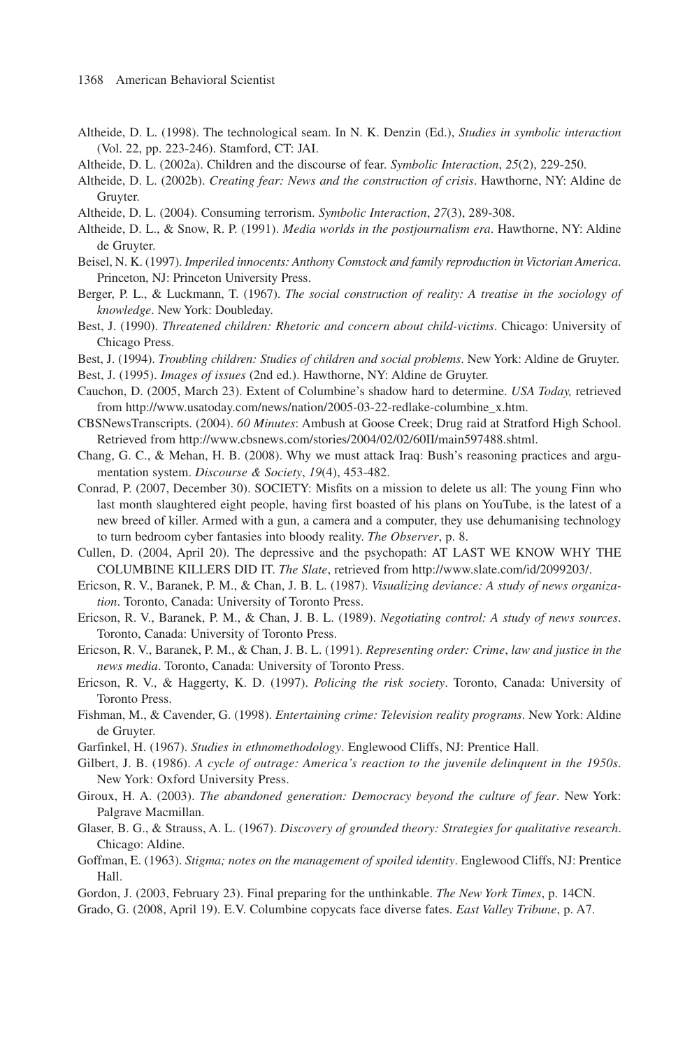Altheide, D. L. (1998). The technological seam. In N. K. Denzin (Ed.), *Studies in symbolic interaction* (Vol. 22, pp. 223-246). Stamford, CT: JAI.

Altheide, D. L. (2002a). Children and the discourse of fear. *Symbolic Interaction*, *25*(2), 229-250.

Altheide, D. L. (2002b). *Creating fear: News and the construction of crisis*. Hawthorne, NY: Aldine de Gruyter.

Altheide, D. L. (2004). Consuming terrorism. *Symbolic Interaction*, *27*(3), 289-308.

Altheide, D. L., & Snow, R. P. (1991). *Media worlds in the postjournalism era*. Hawthorne, NY: Aldine de Gruyter.

Beisel, N. K. (1997). *Imperiled innocents: Anthony Comstock and family reproduction in Victorian America*. Princeton, NJ: Princeton University Press.

Berger, P. L., & Luckmann, T. (1967). *The social construction of reality: A treatise in the sociology of knowledge*. New York: Doubleday.

Best, J. (1990). *Threatened children: Rhetoric and concern about child-victims*. Chicago: University of Chicago Press.

Best, J. (1994). *Troubling children: Studies of children and social problems*. New York: Aldine de Gruyter.

Best, J. (1995). *Images of issues* (2nd ed.). Hawthorne, NY: Aldine de Gruyter.

Cauchon, D. (2005, March 23). Extent of Columbine's shadow hard to determine. *USA Today,* retrieved from http://www.usatoday.com/news/nation/2005-03-22-redlake-columbine_x.htm.

CBSNewsTranscripts. (2004). *60 Minutes*: Ambush at Goose Creek; Drug raid at Stratford High School. Retrieved from http://www.cbsnews.com/stories/2004/02/02/60II/main597488.shtml.

Chang, G. C., & Mehan, H. B. (2008). Why we must attack Iraq: Bush's reasoning practices and argumentation system. *Discourse & Society*, *19*(4), 453-482.

Conrad, P. (2007, December 30). SOCIETY: Misfits on a mission to delete us all: The young Finn who last month slaughtered eight people, having first boasted of his plans on YouTube, is the latest of a new breed of killer. Armed with a gun, a camera and a computer, they use dehumanising technology to turn bedroom cyber fantasies into bloody reality. *The Observer*, p. 8.

Cullen, D. (2004, April 20). The depressive and the psychopath: AT LAST WE KNOW WHY THE COLUMBINE KILLERS DID IT. *The Slate*, retrieved from http://www.slate.com/id/2099203/.

Ericson, R. V., Baranek, P. M., & Chan, J. B. L. (1987). *Visualizing deviance: A study of news organization*. Toronto, Canada: University of Toronto Press.

Ericson, R. V., Baranek, P. M., & Chan, J. B. L. (1989). *Negotiating control: A study of news sources*. Toronto, Canada: University of Toronto Press.

Ericson, R. V., Baranek, P. M., & Chan, J. B. L. (1991). *Representing order: Crime*, *law and justice in the news media*. Toronto, Canada: University of Toronto Press.

Ericson, R. V., & Haggerty, K. D. (1997). *Policing the risk society*. Toronto, Canada: University of Toronto Press.

Fishman, M., & Cavender, G. (1998). *Entertaining crime: Television reality programs*. New York: Aldine de Gruyter.

Garfinkel, H. (1967). *Studies in ethnomethodology*. Englewood Cliffs, NJ: Prentice Hall.

Gilbert, J. B. (1986). *A cycle of outrage: America's reaction to the juvenile delinquent in the 1950s*. New York: Oxford University Press.

Giroux, H. A. (2003). *The abandoned generation: Democracy beyond the culture of fear*. New York: Palgrave Macmillan.

Glaser, B. G., & Strauss, A. L. (1967). *Discovery of grounded theory: Strategies for qualitative research*. Chicago: Aldine.

Goffman, E. (1963). *Stigma; notes on the management of spoiled identity*. Englewood Cliffs, NJ: Prentice Hall.

Gordon, J. (2003, February 23). Final preparing for the unthinkable. *The New York Times*, p. 14CN.

Grado, G. (2008, April 19). E.V. Columbine copycats face diverse fates. *East Valley Tribune*, p. A7.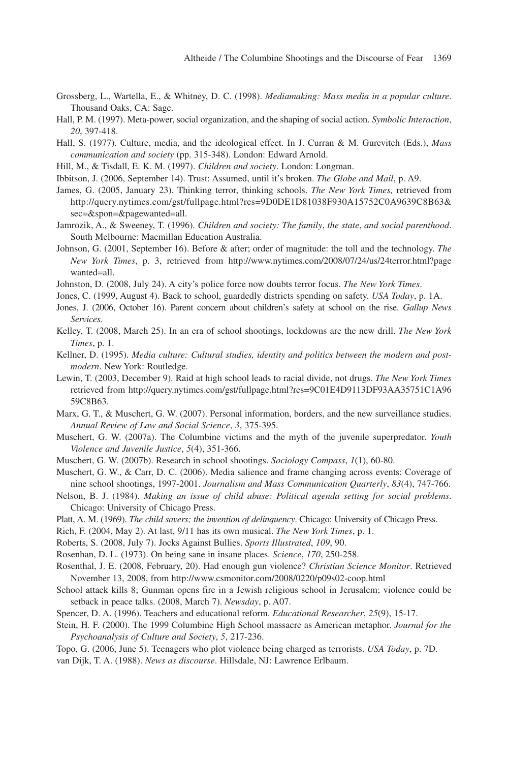Grossberg, L., Wartella, E., & Whitney, D. C. (1998). *Mediamaking: Mass media in a popular culture*. Thousand Oaks, CA: Sage.

Hall, P. M. (1997). Meta-power, social organization, and the shaping of social action. *Symbolic Interaction*, *20*, 397-418.

Hall, S. (1977). Culture, media, and the ideological effect. In J. Curran & M. Gurevitch (Eds.), *Mass communication and society* (pp. 315-348). London: Edward Arnold.

Hill, M., & Tisdall, E. K. M. (1997). *Children and society*. London: Longman.

Ibbitson, J. (2006, September 14). Trust: Assumed, until it's broken. *The Globe and Mail*, p. A9.

James, G. (2005, January 23). Thinking terror, thinking schools. *The New York Times,* retrieved from http://query.nytimes.com/gst/fullpage.html?res=9D0DE1D81038F930A15752C0A9639C8B63&sec=&spon=&pagewanted=all.

Jamrozik, A., & Sweeney, T. (1996). *Children and society: The family*, *the state*, *and social parenthood*. South Melbourne: Macmillan Education Australia.

Johnson, G. (2001, September 16). Before & after; order of magnitude: the toll and the technology. *The New York Times*, p. 3, retrieved from http://www.nytimes.com/2008/07/24/us/24terror.html?pagewanted=all.

Johnston, D. (2008, July 24). A city's police force now doubts terror focus. *The New York Times*.

Jones, C. (1999, August 4). Back to school, guardedly districts spending on safety. *USA Today*, p. 1A.

Jones, J. (2006, October 16). Parent concern about children's safety at school on the rise. *Gallup News Services*.

Kelley, T. (2008, March 25). In an era of school shootings, lockdowns are the new drill. *The New York Times*, p. 1.

Kellner, D. (1995). *Media culture: Cultural studies, identity and politics between the modern and post-modern*. New York: Routledge.

Lewin, T. (2003, December 9). Raid at high school leads to racial divide, not drugs. *The New York Times* retrieved from http://query.nytimes.com/gst/fullpage.html?res=9C01E4D9113DF93AA35751C1A9659C8B63.

Marx, G. T., & Muschert, G. W. (2007). Personal information, borders, and the new surveillance studies. *Annual Review of Law and Social Science*, *3*, 375-395.

Muschert, G. W. (2007a). The Columbine victims and the myth of the juvenile superpredator. *Youth Violence and Juvenile Justice*, *5*(4), 351-366.

Muschert, G. W. (2007b). Research in school shootings. *Sociology Compass*, *1*(1), 60-80.

Muschert, G. W., & Carr, D. C. (2006). Media salience and frame changing across events: Coverage of nine school shootings, 1997-2001. *Journalism and Mass Communication Quarterly*, *83*(4), 747-766.

Nelson, B. J. (1984). *Making an issue of child abuse: Political agenda setting for social problems*. Chicago: University of Chicago Press.

Platt, A. M. (1969). *The child savers; the invention of delinquency*. Chicago: University of Chicago Press.

Rich, F. (2004, May 2). At last, 9/11 has its own musical. *The New York Times*, p. 1.

Roberts, S. (2008, July 7). Jocks Against Bullies. *Sports Illustrated*, *109*, 90.

Rosenhan, D. L. (1973). On being sane in insane places. *Science*, *170*, 250-258.

Rosenthal, J. E. (2008, February, 20). Had enough gun violence? *Christian Science Monitor*. Retrieved November 13, 2008, from http://www.csmonitor.com/2008/0220/p09s02-coop.html

School attack kills 8; Gunman opens fire in a Jewish religious school in Jerusalem; violence could be setback in peace talks. (2008, March 7). *Newsday*, p. A07.

Spencer, D. A. (1996). Teachers and educational reform. *Educational Researcher*, *25*(9), 15-17.

Stein, H. F. (2000). The 1999 Columbine High School massacre as American metaphor. *Journal for the Psychoanalysis of Culture and Society*, *5*, 217-236.

Topo, G. (2006, June 5). Teenagers who plot violence being charged as terrorists. *USA Today*, p. 7D.

van Dijk, T. A. (1988). *News as discourse*. Hillsdale, NJ: Lawrence Erlbaum.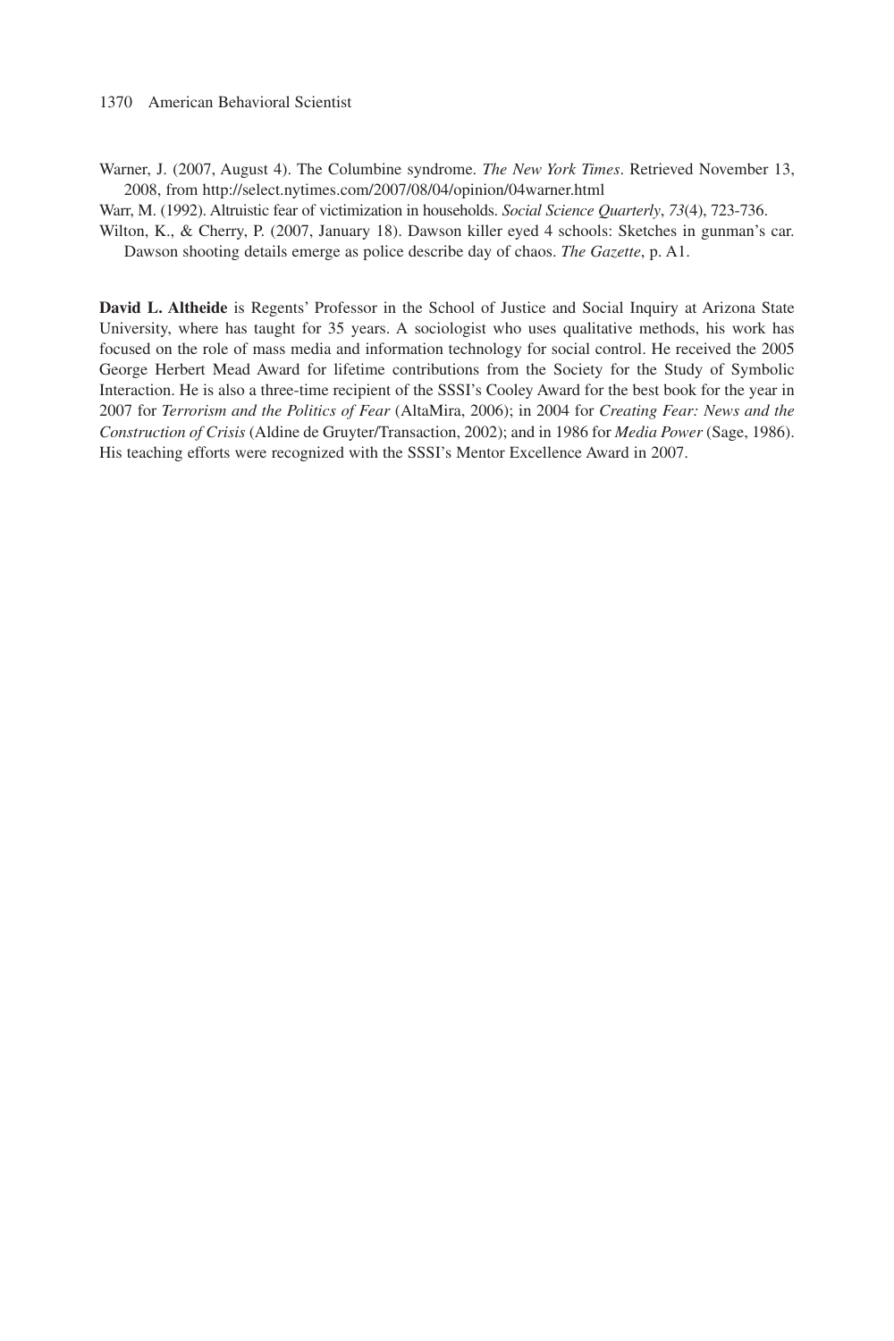Warner, J. (2007, August 4). The Columbine syndrome. *The New York Times*. Retrieved November 13, 2008, from http://select.nytimes.com/2007/08/04/opinion/04warner.html

Warr, M. (1992). Altruistic fear of victimization in households. *Social Science Quarterly*, *73*(4), 723-736.

Wilton, K., & Cherry, P. (2007, January 18). Dawson killer eyed 4 schools: Sketches in gunman's car. Dawson shooting details emerge as police describe day of chaos. *The Gazette*, p. A1.

**David L. Altheide** is Regents' Professor in the School of Justice and Social Inquiry at Arizona State University, where has taught for 35 years. A sociologist who uses qualitative methods, his work has focused on the role of mass media and information technology for social control. He received the 2005 George Herbert Mead Award for lifetime contributions from the Society for the Study of Symbolic Interaction. He is also a three-time recipient of the SSSI's Cooley Award for the best book for the year in 2007 for *Terrorism and the Politics of Fear* (AltaMira, 2006); in 2004 for *Creating Fear: News and the Construction of Crisis* (Aldine de Gruyter/Transaction, 2002); and in 1986 for *Media Power* (Sage, 1986). His teaching efforts were recognized with the SSSI's Mentor Excellence Award in 2007.